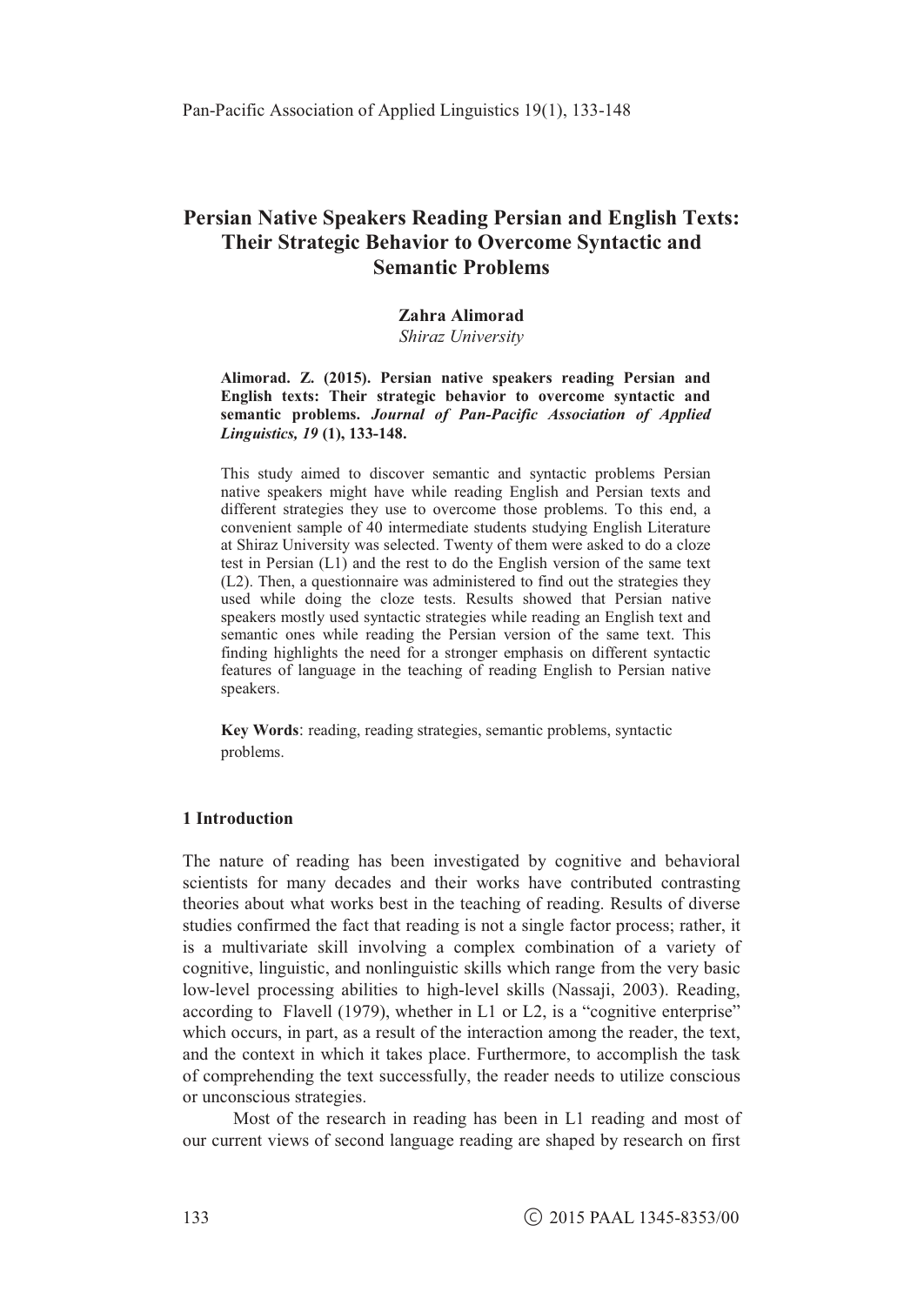# Persian Native Speakers Reading Persian and English Texts: Their Strategic Behavior to Overcome Syntactic and Semantic Problems

**Zahra Alimorad**
*Shiraz University*

**Alimorad. Z. (2015). Persian native speakers reading Persian and English texts: Their strategic behavior to overcome syntactic and semantic problems. *Journal of Pan-Pacific Association of Applied Linguistics, 19* (1), 133-148.**

This study aimed to discover semantic and syntactic problems Persian native speakers might have while reading English and Persian texts and different strategies they use to overcome those problems. To this end, a convenient sample of 40 intermediate students studying English Literature at Shiraz University was selected. Twenty of them were asked to do a cloze test in Persian (L1) and the rest to do the English version of the same text (L2). Then, a questionnaire was administered to find out the strategies they used while doing the cloze tests. Results showed that Persian native speakers mostly used syntactic strategies while reading an English text and semantic ones while reading the Persian version of the same text. This finding highlights the need for a stronger emphasis on different syntactic features of language in the teaching of reading English to Persian native speakers.

**Key Words**: reading, reading strategies, semantic problems, syntactic problems.

## 1 Introduction

The nature of reading has been investigated by cognitive and behavioral scientists for many decades and their works have contributed contrasting theories about what works best in the teaching of reading. Results of diverse studies confirmed the fact that reading is not a single factor process; rather, it is a multivariate skill involving a complex combination of a variety of cognitive, linguistic, and nonlinguistic skills which range from the very basic low-level processing abilities to high-level skills (Nassaji, 2003). Reading, according to Flavell (1979), whether in L1 or L2, is a "cognitive enterprise" which occurs, in part, as a result of the interaction among the reader, the text, and the context in which it takes place. Furthermore, to accomplish the task of comprehending the text successfully, the reader needs to utilize conscious or unconscious strategies.

Most of the research in reading has been in L1 reading and most of our current views of second language reading are shaped by research on first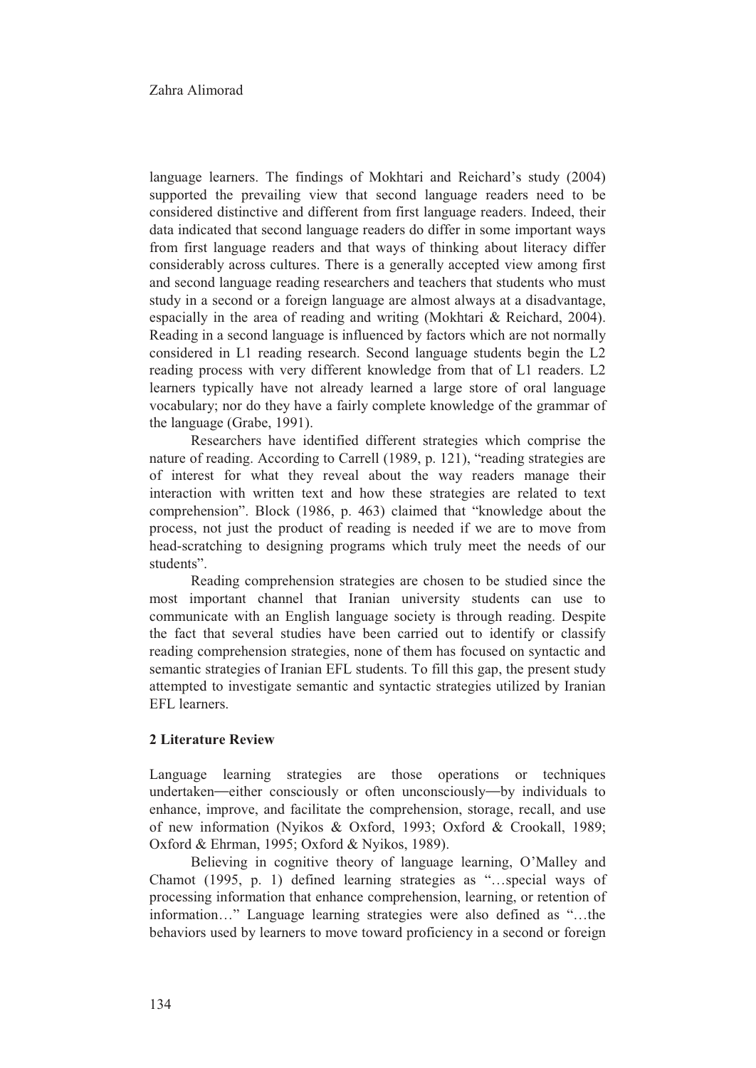language learners. The findings of Mokhtari and Reichard's study (2004) supported the prevailing view that second language readers need to be considered distinctive and different from first language readers. Indeed, their data indicated that second language readers do differ in some important ways from first language readers and that ways of thinking about literacy differ considerably across cultures. There is a generally accepted view among first and second language reading researchers and teachers that students who must study in a second or a foreign language are almost always at a disadvantage, espacially in the area of reading and writing (Mokhtari & Reichard, 2004). Reading in a second language is influenced by factors which are not normally considered in L1 reading research. Second language students begin the L2 reading process with very different knowledge from that of L1 readers. L2 learners typically have not already learned a large store of oral language vocabulary; nor do they have a fairly complete knowledge of the grammar of the language (Grabe, 1991).

Researchers have identified different strategies which comprise the nature of reading. According to Carrell (1989, p. 121), "reading strategies are of interest for what they reveal about the way readers manage their interaction with written text and how these strategies are related to text comprehension". Block (1986, p. 463) claimed that "knowledge about the process, not just the product of reading is needed if we are to move from head-scratching to designing programs which truly meet the needs of our students".

Reading comprehension strategies are chosen to be studied since the most important channel that Iranian university students can use to communicate with an English language society is through reading. Despite the fact that several studies have been carried out to identify or classify reading comprehension strategies, none of them has focused on syntactic and semantic strategies of Iranian EFL students. To fill this gap, the present study attempted to investigate semantic and syntactic strategies utilized by Iranian EFL learners.

## 2 Literature Review

Language learning strategies are those operations or techniques undertaken—either consciously or often unconsciously—by individuals to enhance, improve, and facilitate the comprehension, storage, recall, and use of new information (Nyikos & Oxford, 1993; Oxford & Crookall, 1989; Oxford & Ehrman, 1995; Oxford & Nyikos, 1989).

Believing in cognitive theory of language learning, O'Malley and Chamot (1995, p. 1) defined learning strategies as "…special ways of processing information that enhance comprehension, learning, or retention of information…" Language learning strategies were also defined as "…the behaviors used by learners to move toward proficiency in a second or foreign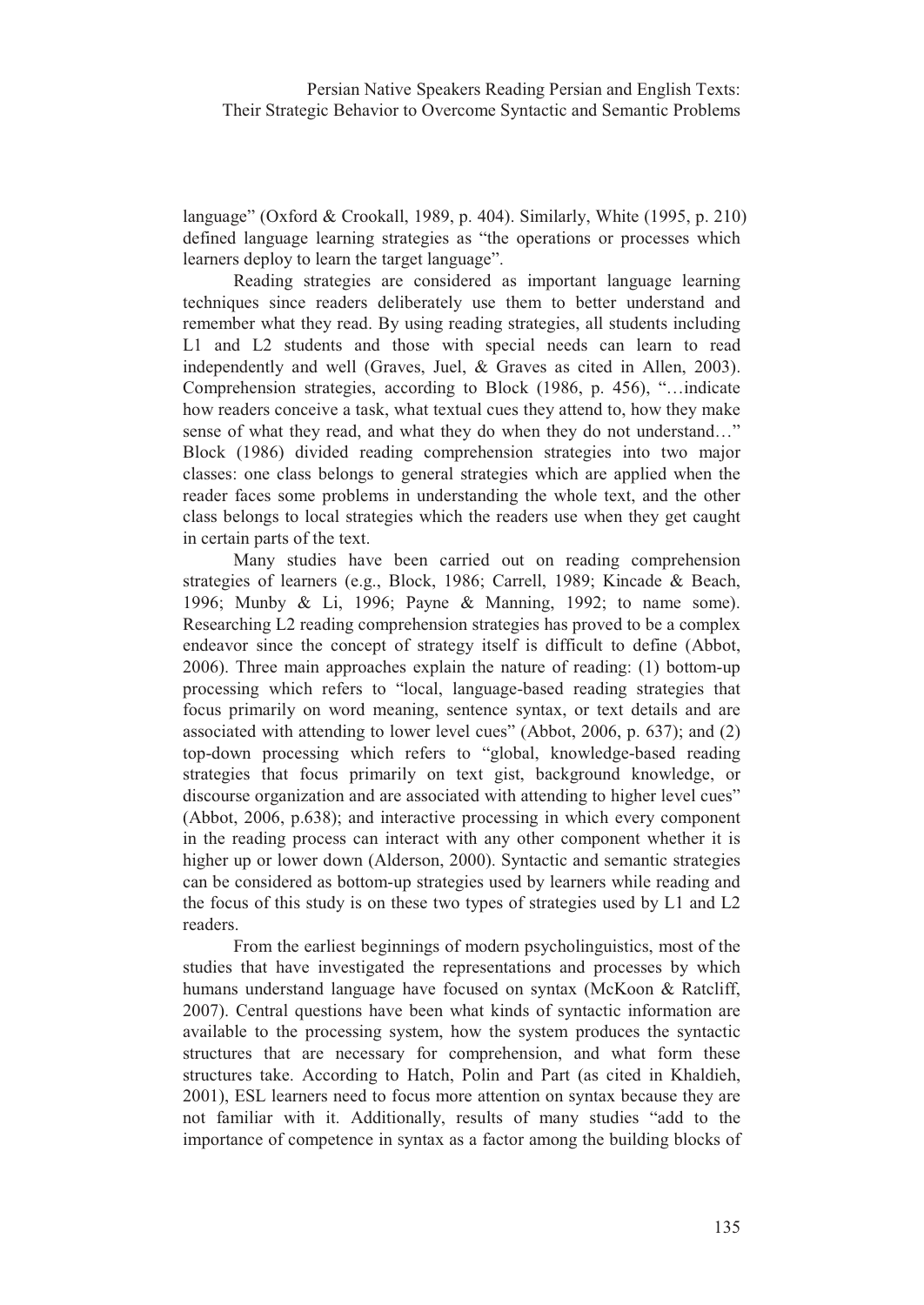language" (Oxford & Crookall, 1989, p. 404). Similarly, White (1995, p. 210) defined language learning strategies as "the operations or processes which learners deploy to learn the target language".

Reading strategies are considered as important language learning techniques since readers deliberately use them to better understand and remember what they read. By using reading strategies, all students including L1 and L2 students and those with special needs can learn to read independently and well (Graves, Juel, & Graves as cited in Allen, 2003). Comprehension strategies, according to Block (1986, p. 456), "…indicate how readers conceive a task, what textual cues they attend to, how they make sense of what they read, and what they do when they do not understand…" Block (1986) divided reading comprehension strategies into two major classes: one class belongs to general strategies which are applied when the reader faces some problems in understanding the whole text, and the other class belongs to local strategies which the readers use when they get caught in certain parts of the text.

Many studies have been carried out on reading comprehension strategies of learners (e.g., Block, 1986; Carrell, 1989; Kincade & Beach, 1996; Munby & Li, 1996; Payne & Manning, 1992; to name some). Researching L2 reading comprehension strategies has proved to be a complex endeavor since the concept of strategy itself is difficult to define (Abbot, 2006). Three main approaches explain the nature of reading: (1) bottom-up processing which refers to "local, language-based reading strategies that focus primarily on word meaning, sentence syntax, or text details and are associated with attending to lower level cues" (Abbot, 2006, p. 637); and (2) top-down processing which refers to "global, knowledge-based reading strategies that focus primarily on text gist, background knowledge, or discourse organization and are associated with attending to higher level cues" (Abbot, 2006, p.638); and interactive processing in which every component in the reading process can interact with any other component whether it is higher up or lower down (Alderson, 2000). Syntactic and semantic strategies can be considered as bottom-up strategies used by learners while reading and the focus of this study is on these two types of strategies used by L1 and L2 readers.

From the earliest beginnings of modern psycholinguistics, most of the studies that have investigated the representations and processes by which humans understand language have focused on syntax (McKoon & Ratcliff, 2007). Central questions have been what kinds of syntactic information are available to the processing system, how the system produces the syntactic structures that are necessary for comprehension, and what form these structures take. According to Hatch, Polin and Part (as cited in Khaldieh, 2001), ESL learners need to focus more attention on syntax because they are not familiar with it. Additionally, results of many studies "add to the importance of competence in syntax as a factor among the building blocks of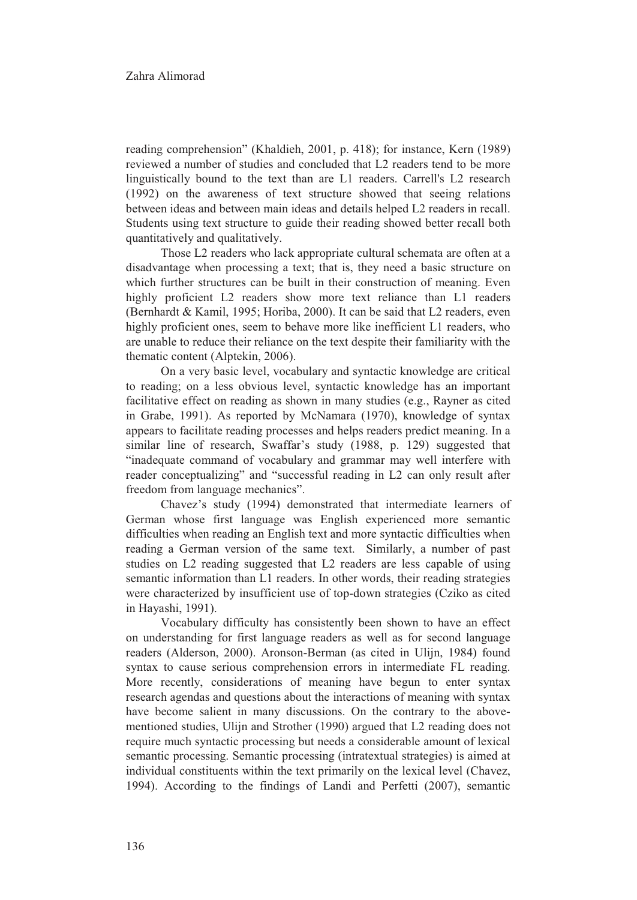reading comprehension" (Khaldieh, 2001, p. 418); for instance, Kern (1989) reviewed a number of studies and concluded that L2 readers tend to be more linguistically bound to the text than are L1 readers. Carrell's L2 research (1992) on the awareness of text structure showed that seeing relations between ideas and between main ideas and details helped L2 readers in recall. Students using text structure to guide their reading showed better recall both quantitatively and qualitatively.

Those L2 readers who lack appropriate cultural schemata are often at a disadvantage when processing a text; that is, they need a basic structure on which further structures can be built in their construction of meaning. Even highly proficient L2 readers show more text reliance than L1 readers (Bernhardt & Kamil, 1995; Horiba, 2000). It can be said that L2 readers, even highly proficient ones, seem to behave more like inefficient L1 readers, who are unable to reduce their reliance on the text despite their familiarity with the thematic content (Alptekin, 2006).

On a very basic level, vocabulary and syntactic knowledge are critical to reading; on a less obvious level, syntactic knowledge has an important facilitative effect on reading as shown in many studies (e.g., Rayner as cited in Grabe, 1991). As reported by McNamara (1970), knowledge of syntax appears to facilitate reading processes and helps readers predict meaning. In a similar line of research, Swaffar's study (1988, p. 129) suggested that "inadequate command of vocabulary and grammar may well interfere with reader conceptualizing" and "successful reading in L2 can only result after freedom from language mechanics".

Chavez's study (1994) demonstrated that intermediate learners of German whose first language was English experienced more semantic difficulties when reading an English text and more syntactic difficulties when reading a German version of the same text. Similarly, a number of past studies on L2 reading suggested that L2 readers are less capable of using semantic information than L1 readers. In other words, their reading strategies were characterized by insufficient use of top-down strategies (Cziko as cited in Hayashi, 1991).

Vocabulary difficulty has consistently been shown to have an effect on understanding for first language readers as well as for second language readers (Alderson, 2000). Aronson-Berman (as cited in Ulijn, 1984) found syntax to cause serious comprehension errors in intermediate FL reading. More recently, considerations of meaning have begun to enter syntax research agendas and questions about the interactions of meaning with syntax have become salient in many discussions. On the contrary to the above-mentioned studies, Ulijn and Strother (1990) argued that L2 reading does not require much syntactic processing but needs a considerable amount of lexical semantic processing. Semantic processing (intratextual strategies) is aimed at individual constituents within the text primarily on the lexical level (Chavez, 1994). According to the findings of Landi and Perfetti (2007), semantic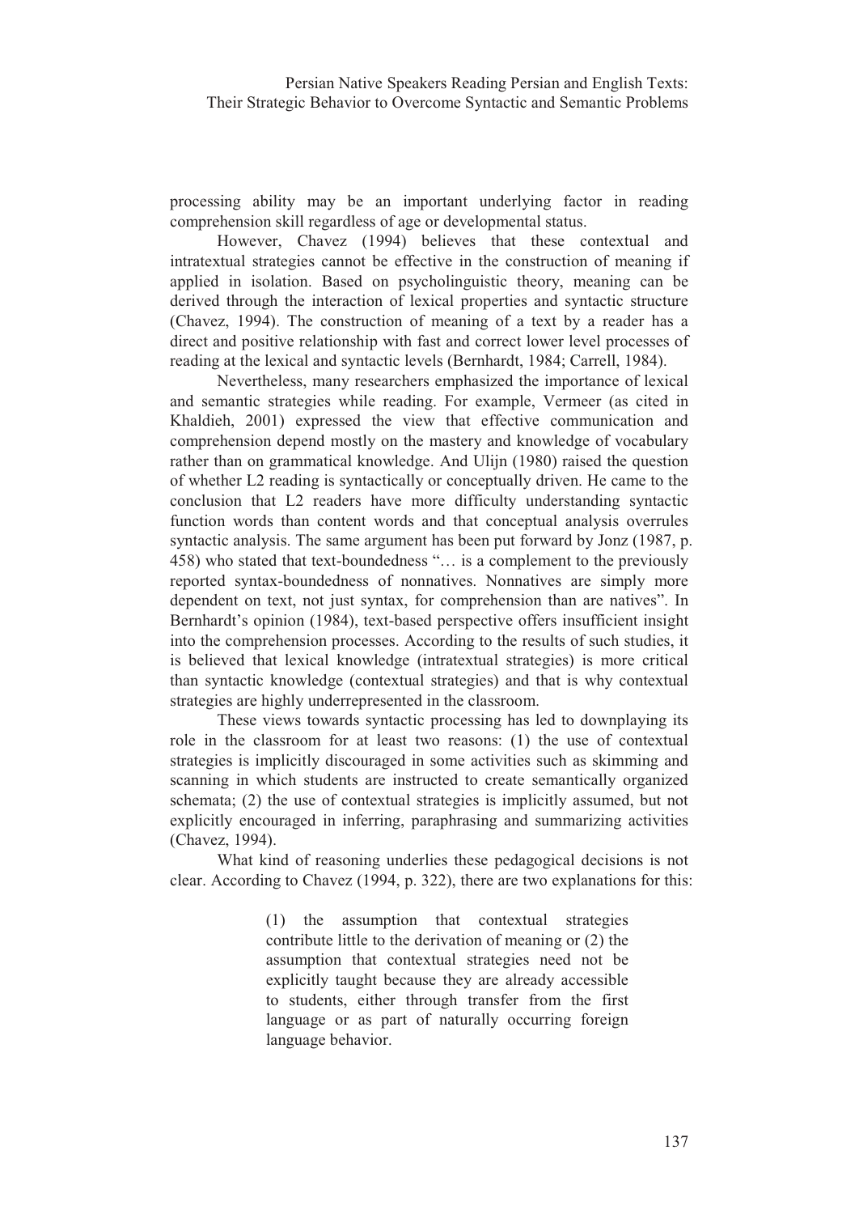processing ability may be an important underlying factor in reading comprehension skill regardless of age or developmental status.

However, Chavez (1994) believes that these contextual and intratextual strategies cannot be effective in the construction of meaning if applied in isolation. Based on psycholinguistic theory, meaning can be derived through the interaction of lexical properties and syntactic structure (Chavez, 1994). The construction of meaning of a text by a reader has a direct and positive relationship with fast and correct lower level processes of reading at the lexical and syntactic levels (Bernhardt, 1984; Carrell, 1984).

Nevertheless, many researchers emphasized the importance of lexical and semantic strategies while reading. For example, Vermeer (as cited in Khaldieh, 2001) expressed the view that effective communication and comprehension depend mostly on the mastery and knowledge of vocabulary rather than on grammatical knowledge. And Ulijn (1980) raised the question of whether L2 reading is syntactically or conceptually driven. He came to the conclusion that L2 readers have more difficulty understanding syntactic function words than content words and that conceptual analysis overrules syntactic analysis. The same argument has been put forward by Jonz (1987, p. 458) who stated that text-boundedness "… is a complement to the previously reported syntax-boundedness of nonnatives. Nonnatives are simply more dependent on text, not just syntax, for comprehension than are natives". In Bernhardt's opinion (1984), text-based perspective offers insufficient insight into the comprehension processes. According to the results of such studies, it is believed that lexical knowledge (intratextual strategies) is more critical than syntactic knowledge (contextual strategies) and that is why contextual strategies are highly underrepresented in the classroom.

These views towards syntactic processing has led to downplaying its role in the classroom for at least two reasons: (1) the use of contextual strategies is implicitly discouraged in some activities such as skimming and scanning in which students are instructed to create semantically organized schemata; (2) the use of contextual strategies is implicitly assumed, but not explicitly encouraged in inferring, paraphrasing and summarizing activities (Chavez, 1994).

What kind of reasoning underlies these pedagogical decisions is not clear. According to Chavez (1994, p. 322), there are two explanations for this:

> (1) the assumption that contextual strategies contribute little to the derivation of meaning or (2) the assumption that contextual strategies need not be explicitly taught because they are already accessible to students, either through transfer from the first language or as part of naturally occurring foreign language behavior.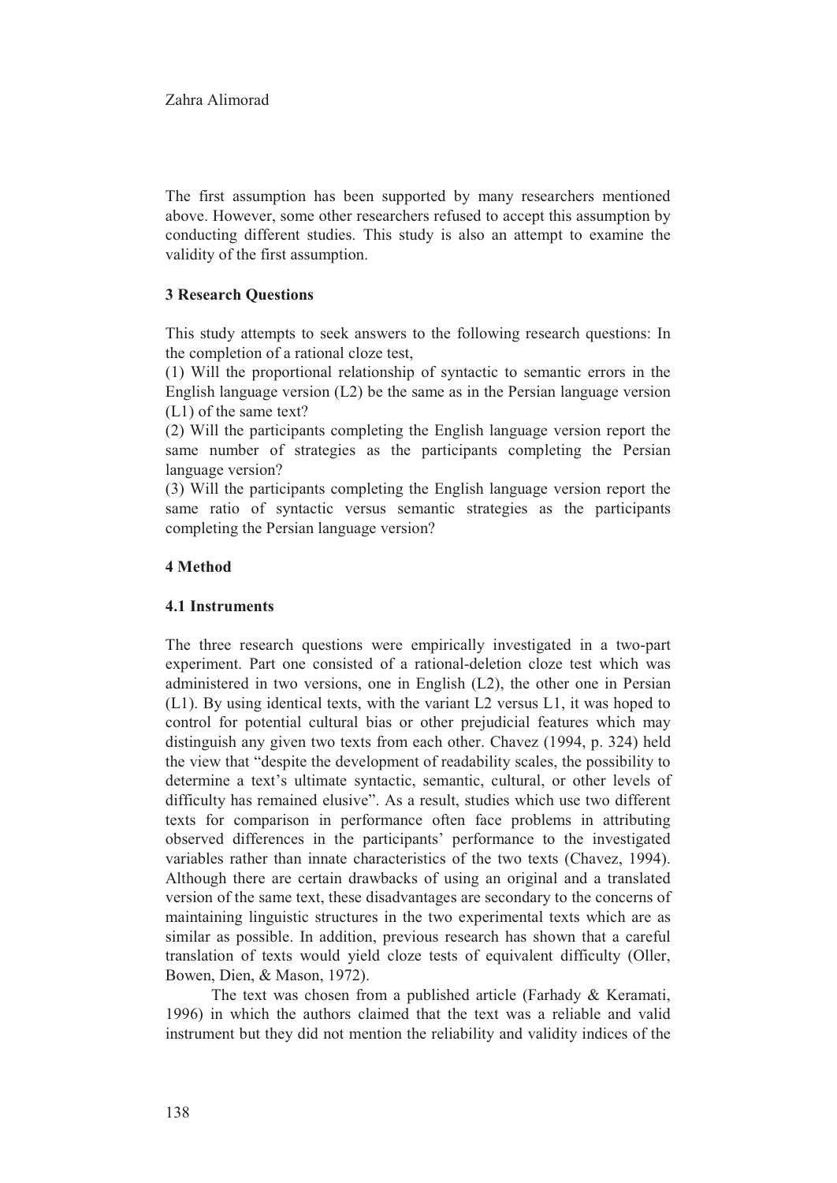The first assumption has been supported by many researchers mentioned above. However, some other researchers refused to accept this assumption by conducting different studies. This study is also an attempt to examine the validity of the first assumption.

## 3 Research Questions

This study attempts to seek answers to the following research questions: In the completion of a rational cloze test,

(1) Will the proportional relationship of syntactic to semantic errors in the English language version (L2) be the same as in the Persian language version (L1) of the same text?

(2) Will the participants completing the English language version report the same number of strategies as the participants completing the Persian language version?

(3) Will the participants completing the English language version report the same ratio of syntactic versus semantic strategies as the participants completing the Persian language version?

## 4 Method

### 4.1 Instruments

The three research questions were empirically investigated in a two-part experiment. Part one consisted of a rational-deletion cloze test which was administered in two versions, one in English (L2), the other one in Persian (L1). By using identical texts, with the variant L2 versus L1, it was hoped to control for potential cultural bias or other prejudicial features which may distinguish any given two texts from each other. Chavez (1994, p. 324) held the view that "despite the development of readability scales, the possibility to determine a text's ultimate syntactic, semantic, cultural, or other levels of difficulty has remained elusive". As a result, studies which use two different texts for comparison in performance often face problems in attributing observed differences in the participants' performance to the investigated variables rather than innate characteristics of the two texts (Chavez, 1994). Although there are certain drawbacks of using an original and a translated version of the same text, these disadvantages are secondary to the concerns of maintaining linguistic structures in the two experimental texts which are as similar as possible. In addition, previous research has shown that a careful translation of texts would yield cloze tests of equivalent difficulty (Oller, Bowen, Dien, & Mason, 1972).

The text was chosen from a published article (Farhady & Keramati, 1996) in which the authors claimed that the text was a reliable and valid instrument but they did not mention the reliability and validity indices of the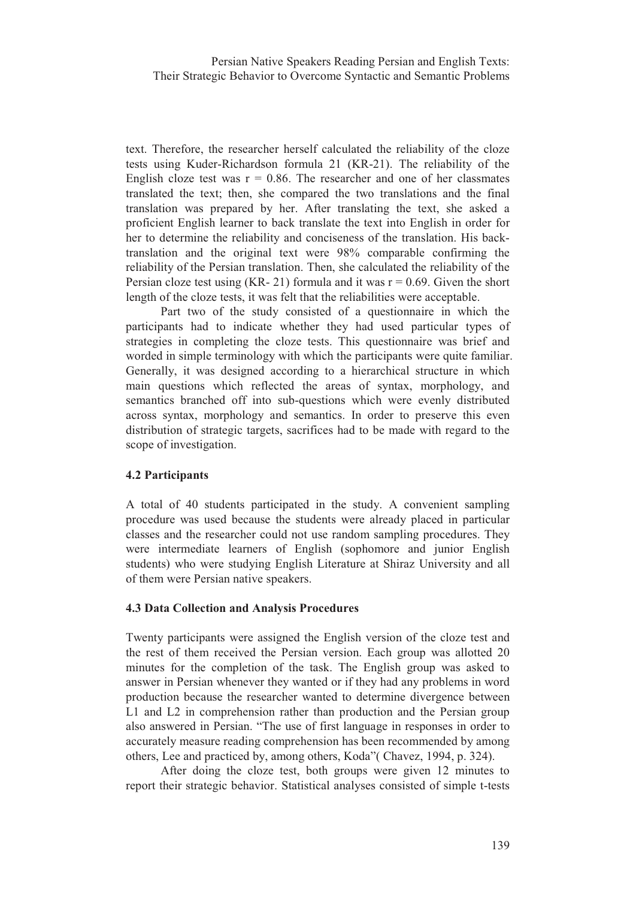text. Therefore, the researcher herself calculated the reliability of the cloze tests using Kuder-Richardson formula 21 (KR-21). The reliability of the English cloze test was $r = 0.86$. The researcher and one of her classmates translated the text; then, she compared the two translations and the final translation was prepared by her. After translating the text, she asked a proficient English learner to back translate the text into English in order for her to determine the reliability and conciseness of the translation. His back-translation and the original text were 98% comparable confirming the reliability of the Persian translation. Then, she calculated the reliability of the Persian cloze test using (KR- 21) formula and it was $r = 0.69$. Given the short length of the cloze tests, it was felt that the reliabilities were acceptable.

Part two of the study consisted of a questionnaire in which the participants had to indicate whether they had used particular types of strategies in completing the cloze tests. This questionnaire was brief and worded in simple terminology with which the participants were quite familiar. Generally, it was designed according to a hierarchical structure in which main questions which reflected the areas of syntax, morphology, and semantics branched off into sub-questions which were evenly distributed across syntax, morphology and semantics. In order to preserve this even distribution of strategic targets, sacrifices had to be made with regard to the scope of investigation.

### 4.2 Participants

A total of 40 students participated in the study. A convenient sampling procedure was used because the students were already placed in particular classes and the researcher could not use random sampling procedures. They were intermediate learners of English (sophomore and junior English students) who were studying English Literature at Shiraz University and all of them were Persian native speakers.

### 4.3 Data Collection and Analysis Procedures

Twenty participants were assigned the English version of the cloze test and the rest of them received the Persian version. Each group was allotted 20 minutes for the completion of the task. The English group was asked to answer in Persian whenever they wanted or if they had any problems in word production because the researcher wanted to determine divergence between L1 and L2 in comprehension rather than production and the Persian group also answered in Persian. "The use of first language in responses in order to accurately measure reading comprehension has been recommended by among others, Lee and practiced by, among others, Koda"( Chavez, 1994, p. 324).

After doing the cloze test, both groups were given 12 minutes to report their strategic behavior. Statistical analyses consisted of simple t-tests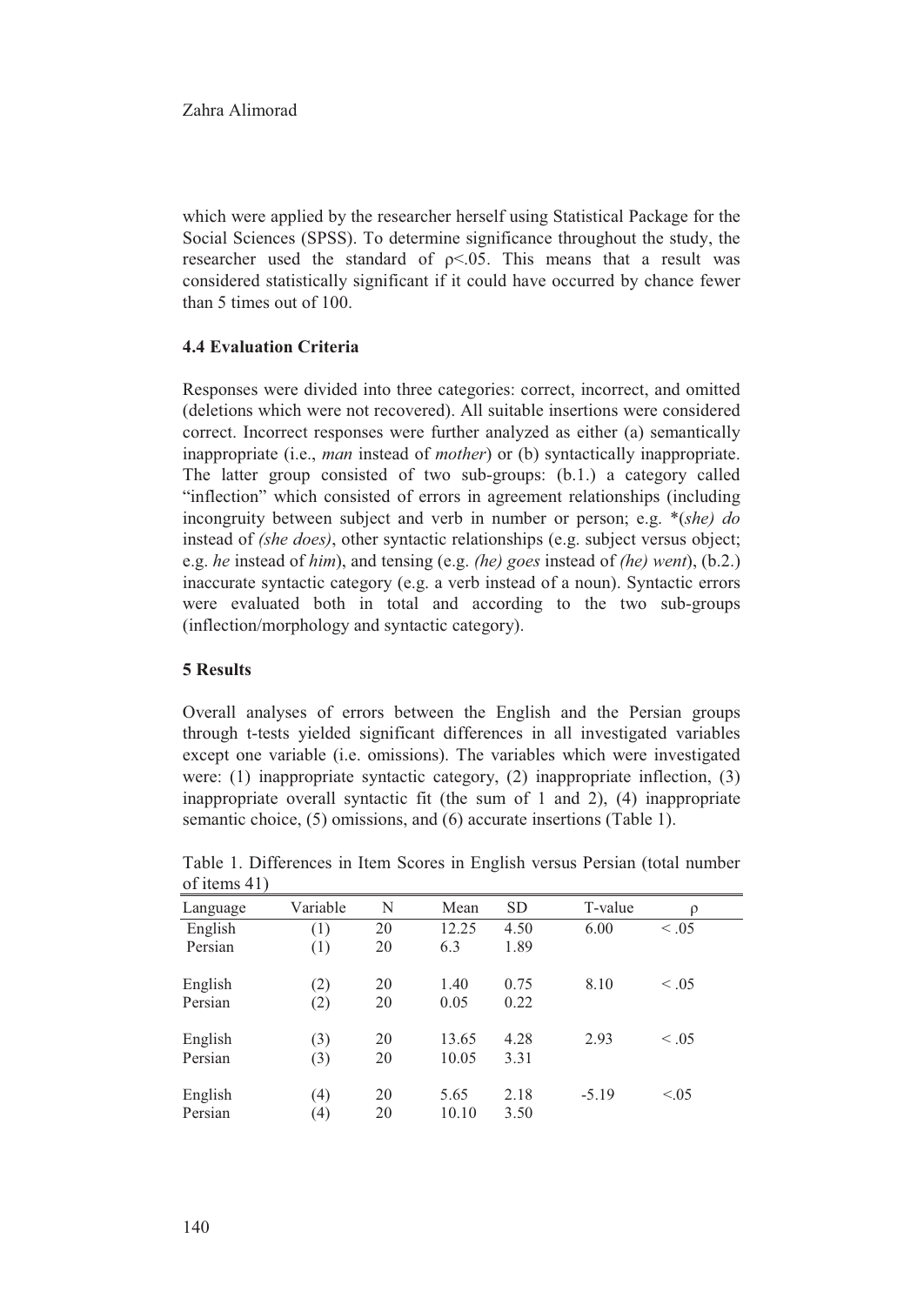which were applied by the researcher herself using Statistical Package for the Social Sciences (SPSS). To determine significance throughout the study, the researcher used the standard of $\rho<.05$. This means that a result was considered statistically significant if it could have occurred by chance fewer than 5 times out of 100.

### 4.4 Evaluation Criteria

Responses were divided into three categories: correct, incorrect, and omitted (deletions which were not recovered). All suitable insertions were considered correct. Incorrect responses were further analyzed as either (a) semantically inappropriate (i.e., *man* instead of *mother*) or (b) syntactically inappropriate. The latter group consisted of two sub-groups: (b.1.) a category called "inflection" which consisted of errors in agreement relationships (including incongruity between subject and verb in number or person; e.g. *(*she) do* instead of *(she does)*, other syntactic relationships (e.g. subject versus object; e.g. *he* instead of *him*), and tensing (e.g. *(he) goes* instead of *(he) went*), (b.2.) inaccurate syntactic category (e.g. a verb instead of a noun). Syntactic errors were evaluated both in total and according to the two sub-groups (inflection/morphology and syntactic category).

## 5 Results

Overall analyses of errors between the English and the Persian groups through t-tests yielded significant differences in all investigated variables except one variable (i.e. omissions). The variables which were investigated were: (1) inappropriate syntactic category, (2) inappropriate inflection, (3) inappropriate overall syntactic fit (the sum of 1 and 2), (4) inappropriate semantic choice, (5) omissions, and (6) accurate insertions (Table 1).

Table 1. Differences in Item Scores in English versus Persian (total number of items 41)

| Language | Variable | N | Mean | SD | T-value | ρ |
|---|---|---|---|---|---|---|
| English | (1) | 20 | 12.25 | 4.50 | 6.00 | < .05 |
| Persian | (1) | 20 | 6.3 | 1.89 | | |
| English | (2) | 20 | 1.40 | 0.75 | 8.10 | < .05 |
| Persian | (2) | 20 | 0.05 | 0.22 | | |
| English | (3) | 20 | 13.65 | 4.28 | 2.93 | < .05 |
| Persian | (3) | 20 | 10.05 | 3.31 | | |
| English | (4) | 20 | 5.65 | 2.18 | -5.19 | <.05 |
| Persian | (4) | 20 | 10.10 | 3.50 | | |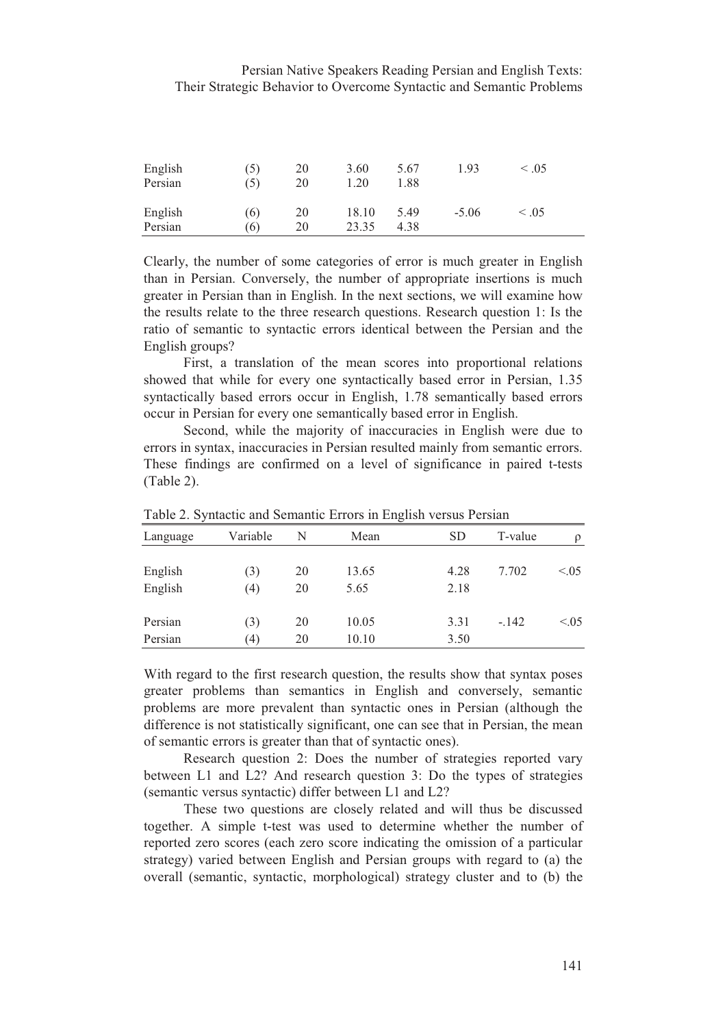| | | | | | | |
|---|---|---|---|---|---|---|
| English | (5) | 20 | 3.60 | 5.67 | 1.93 | < .05 |
| Persian | (5) | 20 | 1.20 | 1.88 | | |
| English | (6) | 20 | 18.10 | 5.49 | -5.06 | < .05 |
| Persian | (6) | 20 | 23.35 | 4.38 | | |

Clearly, the number of some categories of error is much greater in English than in Persian. Conversely, the number of appropriate insertions is much greater in Persian than in English. In the next sections, we will examine how the results relate to the three research questions. Research question 1: Is the ratio of semantic to syntactic errors identical between the Persian and the English groups?

First, a translation of the mean scores into proportional relations showed that while for every one syntactically based error in Persian, 1.35 syntactically based errors occur in English, 1.78 semantically based errors occur in Persian for every one semantically based error in English.

Second, while the majority of inaccuracies in English were due to errors in syntax, inaccuracies in Persian resulted mainly from semantic errors. These findings are confirmed on a level of significance in paired t-tests (Table 2).

Table 2. Syntactic and Semantic Errors in English versus Persian

| Language | Variable | N | Mean | SD | T-value | ρ |
|---|---|---|---|---|---|---|
| English | (3) | 20 | 13.65 | 4.28 | 7.702 | <.05 |
| English | (4) | 20 | 5.65 | 2.18 | | |
| Persian | (3) | 20 | 10.05 | 3.31 | -.142 | <.05 |
| Persian | (4) | 20 | 10.10 | 3.50 | | |

With regard to the first research question, the results show that syntax poses greater problems than semantics in English and conversely, semantic problems are more prevalent than syntactic ones in Persian (although the difference is not statistically significant, one can see that in Persian, the mean of semantic errors is greater than that of syntactic ones).

Research question 2: Does the number of strategies reported vary between L1 and L2? And research question 3: Do the types of strategies (semantic versus syntactic) differ between L1 and L2?

These two questions are closely related and will thus be discussed together. A simple t-test was used to determine whether the number of reported zero scores (each zero score indicating the omission of a particular strategy) varied between English and Persian groups with regard to (a) the overall (semantic, syntactic, morphological) strategy cluster and to (b) the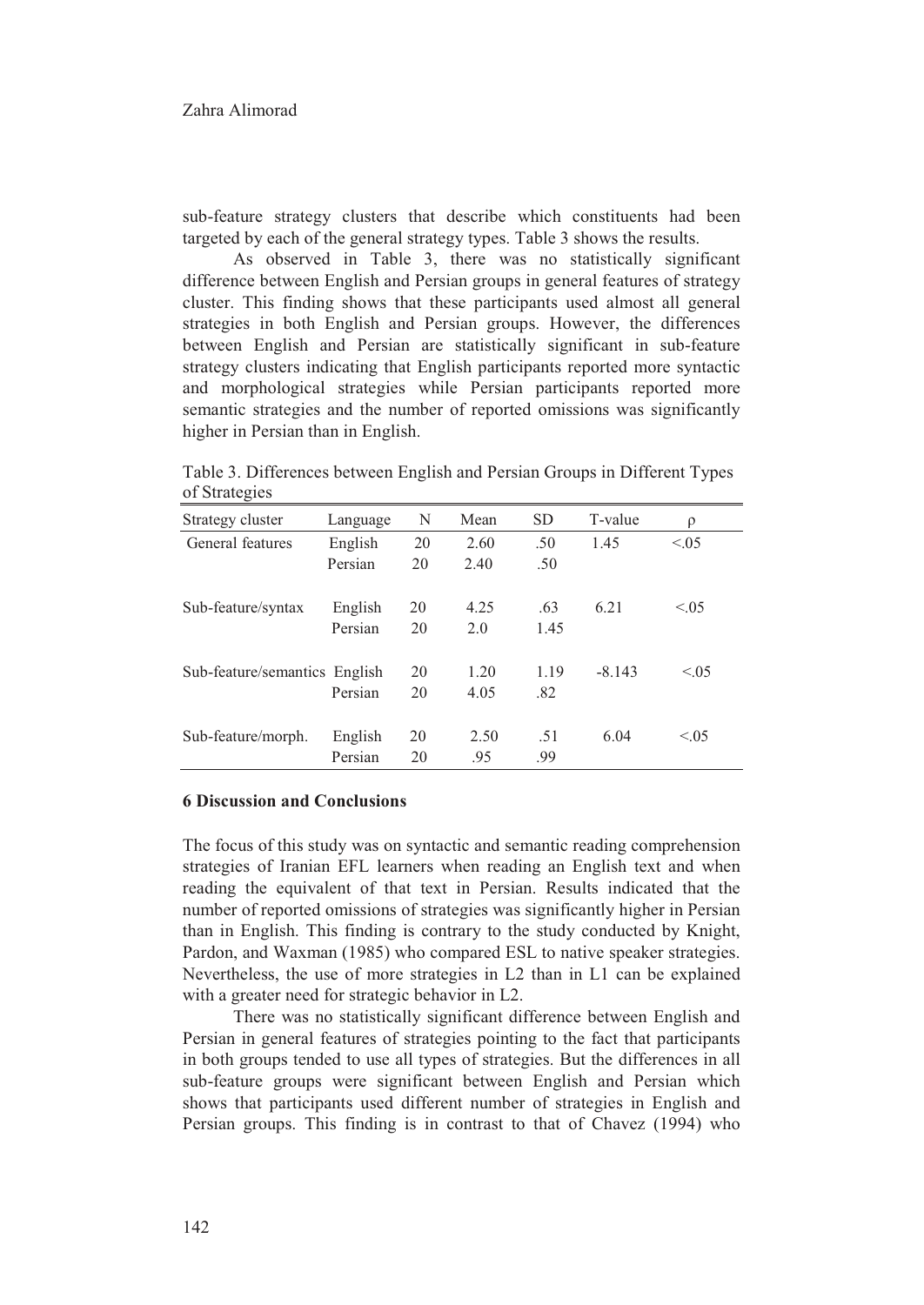sub-feature strategy clusters that describe which constituents had been targeted by each of the general strategy types. Table 3 shows the results.

As observed in Table 3, there was no statistically significant difference between English and Persian groups in general features of strategy cluster. This finding shows that these participants used almost all general strategies in both English and Persian groups. However, the differences between English and Persian are statistically significant in sub-feature strategy clusters indicating that English participants reported more syntactic and morphological strategies while Persian participants reported more semantic strategies and the number of reported omissions was significantly higher in Persian than in English.

Table 3. Differences between English and Persian Groups in Different Types of Strategies

| Strategy cluster | Language | N | Mean | SD | T-value | ρ |
|---|---|---|---|---|---|---|
| General features | English | 20 | 2.60 | .50 | 1.45 | <.05 |
| | Persian | 20 | 2.40 | .50 | | |
| Sub-feature/syntax | English | 20 | 4.25 | .63 | 6.21 | <.05 |
| | Persian | 20 | 2.0 | 1.45 | | |
| Sub-feature/semantics | English | 20 | 1.20 | 1.19 | -8.143 | <.05 |
| | Persian | 20 | 4.05 | .82 | | |
| Sub-feature/morph. | English | 20 | 2.50 | .51 | 6.04 | <.05 |
| | Persian | 20 | .95 | .99 | | |

## 6 Discussion and Conclusions

The focus of this study was on syntactic and semantic reading comprehension strategies of Iranian EFL learners when reading an English text and when reading the equivalent of that text in Persian. Results indicated that the number of reported omissions of strategies was significantly higher in Persian than in English. This finding is contrary to the study conducted by Knight, Pardon, and Waxman (1985) who compared ESL to native speaker strategies. Nevertheless, the use of more strategies in L2 than in L1 can be explained with a greater need for strategic behavior in L2.

There was no statistically significant difference between English and Persian in general features of strategies pointing to the fact that participants in both groups tended to use all types of strategies. But the differences in all sub-feature groups were significant between English and Persian which shows that participants used different number of strategies in English and Persian groups. This finding is in contrast to that of Chavez (1994) who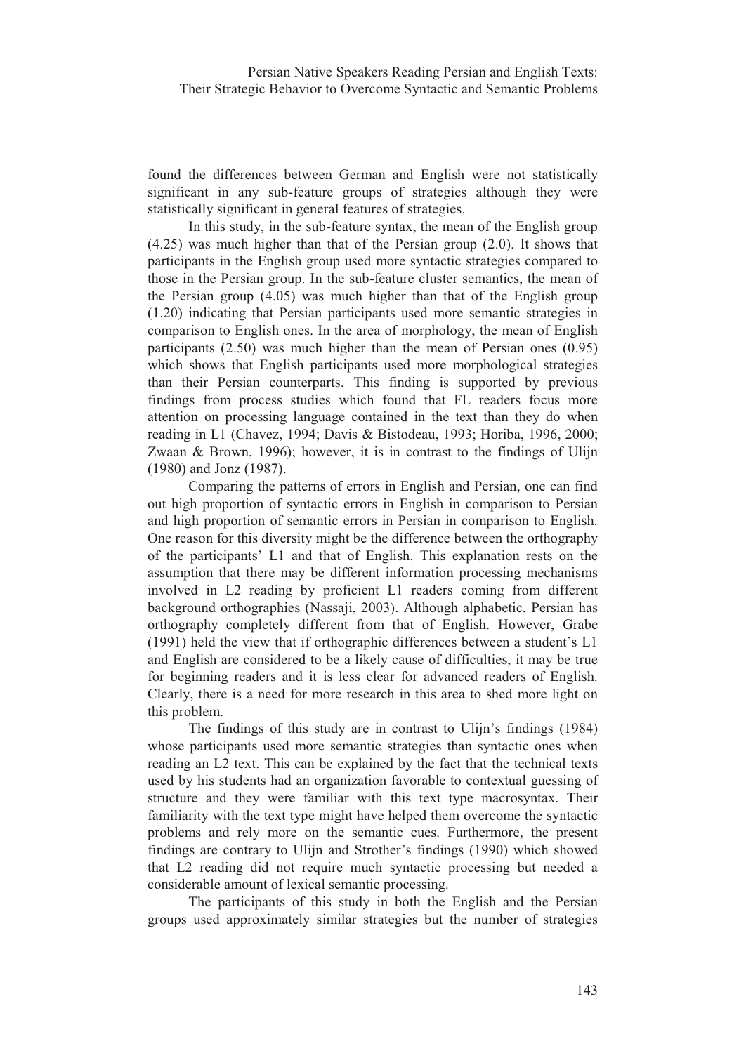found the differences between German and English were not statistically significant in any sub-feature groups of strategies although they were statistically significant in general features of strategies.

In this study, in the sub-feature syntax, the mean of the English group (4.25) was much higher than that of the Persian group (2.0). It shows that participants in the English group used more syntactic strategies compared to those in the Persian group. In the sub-feature cluster semantics, the mean of the Persian group (4.05) was much higher than that of the English group (1.20) indicating that Persian participants used more semantic strategies in comparison to English ones. In the area of morphology, the mean of English participants (2.50) was much higher than the mean of Persian ones (0.95) which shows that English participants used more morphological strategies than their Persian counterparts. This finding is supported by previous findings from process studies which found that FL readers focus more attention on processing language contained in the text than they do when reading in L1 (Chavez, 1994; Davis & Bistodeau, 1993; Horiba, 1996, 2000; Zwaan & Brown, 1996); however, it is in contrast to the findings of Ulijn (1980) and Jonz (1987).

Comparing the patterns of errors in English and Persian, one can find out high proportion of syntactic errors in English in comparison to Persian and high proportion of semantic errors in Persian in comparison to English. One reason for this diversity might be the difference between the orthography of the participants' L1 and that of English. This explanation rests on the assumption that there may be different information processing mechanisms involved in L2 reading by proficient L1 readers coming from different background orthographies (Nassaji, 2003). Although alphabetic, Persian has orthography completely different from that of English. However, Grabe (1991) held the view that if orthographic differences between a student's L1 and English are considered to be a likely cause of difficulties, it may be true for beginning readers and it is less clear for advanced readers of English. Clearly, there is a need for more research in this area to shed more light on this problem.

The findings of this study are in contrast to Ulijn's findings (1984) whose participants used more semantic strategies than syntactic ones when reading an L2 text. This can be explained by the fact that the technical texts used by his students had an organization favorable to contextual guessing of structure and they were familiar with this text type macrosyntax. Their familiarity with the text type might have helped them overcome the syntactic problems and rely more on the semantic cues. Furthermore, the present findings are contrary to Ulijn and Strother's findings (1990) which showed that L2 reading did not require much syntactic processing but needed a considerable amount of lexical semantic processing.

The participants of this study in both the English and the Persian groups used approximately similar strategies but the number of strategies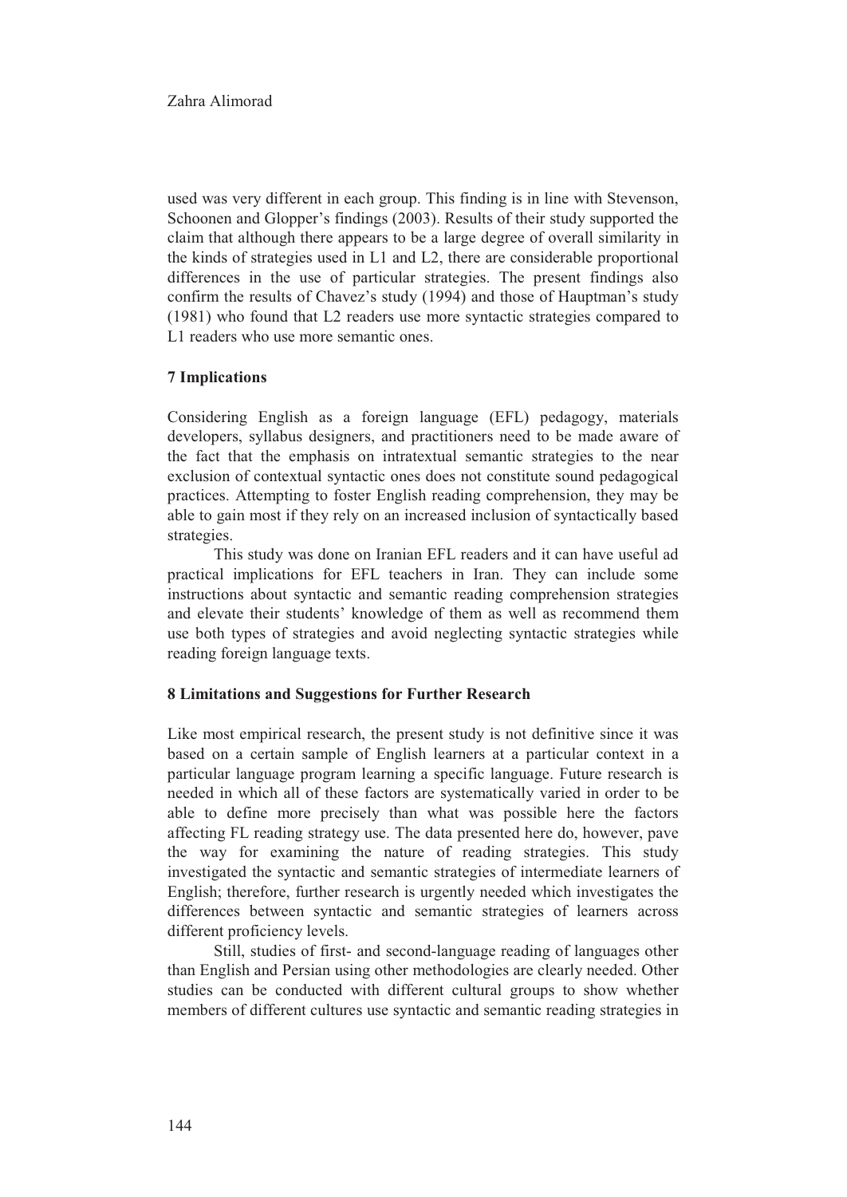used was very different in each group. This finding is in line with Stevenson, Schoonen and Glopper's findings (2003). Results of their study supported the claim that although there appears to be a large degree of overall similarity in the kinds of strategies used in L1 and L2, there are considerable proportional differences in the use of particular strategies. The present findings also confirm the results of Chavez's study (1994) and those of Hauptman's study (1981) who found that L2 readers use more syntactic strategies compared to L1 readers who use more semantic ones.

## 7 Implications

Considering English as a foreign language (EFL) pedagogy, materials developers, syllabus designers, and practitioners need to be made aware of the fact that the emphasis on intratextual semantic strategies to the near exclusion of contextual syntactic ones does not constitute sound pedagogical practices. Attempting to foster English reading comprehension, they may be able to gain most if they rely on an increased inclusion of syntactically based strategies.

This study was done on Iranian EFL readers and it can have useful ad practical implications for EFL teachers in Iran. They can include some instructions about syntactic and semantic reading comprehension strategies and elevate their students' knowledge of them as well as recommend them use both types of strategies and avoid neglecting syntactic strategies while reading foreign language texts.

## 8 Limitations and Suggestions for Further Research

Like most empirical research, the present study is not definitive since it was based on a certain sample of English learners at a particular context in a particular language program learning a specific language. Future research is needed in which all of these factors are systematically varied in order to be able to define more precisely than what was possible here the factors affecting FL reading strategy use. The data presented here do, however, pave the way for examining the nature of reading strategies. This study investigated the syntactic and semantic strategies of intermediate learners of English; therefore, further research is urgently needed which investigates the differences between syntactic and semantic strategies of learners across different proficiency levels.

Still, studies of first- and second-language reading of languages other than English and Persian using other methodologies are clearly needed. Other studies can be conducted with different cultural groups to show whether members of different cultures use syntactic and semantic reading strategies in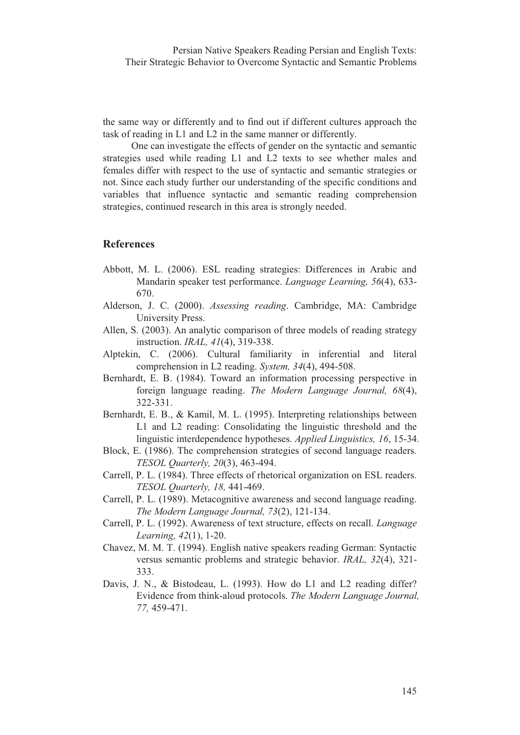the same way or differently and to find out if different cultures approach the task of reading in L1 and L2 in the same manner or differently.

One can investigate the effects of gender on the syntactic and semantic strategies used while reading L1 and L2 texts to see whether males and females differ with respect to the use of syntactic and semantic strategies or not. Since each study further our understanding of the specific conditions and variables that influence syntactic and semantic reading comprehension strategies, continued research in this area is strongly needed.

## References

Abbott, M. L. (2006). ESL reading strategies: Differences in Arabic and Mandarin speaker test performance. *Language Learning, 56*(4), 633-670.

Alderson, J. C. (2000). *Assessing reading*. Cambridge, MA: Cambridge University Press.

Allen, S. (2003). An analytic comparison of three models of reading strategy instruction. *IRAL, 41*(4), 319-338.

Alptekin, C. (2006). Cultural familiarity in inferential and literal comprehension in L2 reading. *System, 34*(4), 494-508.

Bernhardt, E. B. (1984). Toward an information processing perspective in foreign language reading. *The Modern Language Journal, 68*(4), 322-331.

Bernhardt, E. B., & Kamil, M. L. (1995). Interpreting relationships between L1 and L2 reading: Consolidating the linguistic threshold and the linguistic interdependence hypotheses. *Applied Linguistics, 16*, 15-34.

Block, E. (1986). The comprehension strategies of second language readers. *TESOL Quarterly, 20*(3), 463-494.

Carrell, P. L. (1984). Three effects of rhetorical organization on ESL readers. *TESOL Quarterly, 18,* 441-469.

Carrell, P. L. (1989). Metacognitive awareness and second language reading. *The Modern Language Journal, 73*(2), 121-134.

Carrell, P. L. (1992). Awareness of text structure, effects on recall. *Language Learning, 42*(1), 1-20.

Chavez, M. M. T. (1994). English native speakers reading German: Syntactic versus semantic problems and strategic behavior. *IRAL, 32*(4), 321-333.

Davis, J. N., & Bistodeau, L. (1993). How do L1 and L2 reading differ? Evidence from think-aloud protocols. *The Modern Language Journal, 77,* 459-471.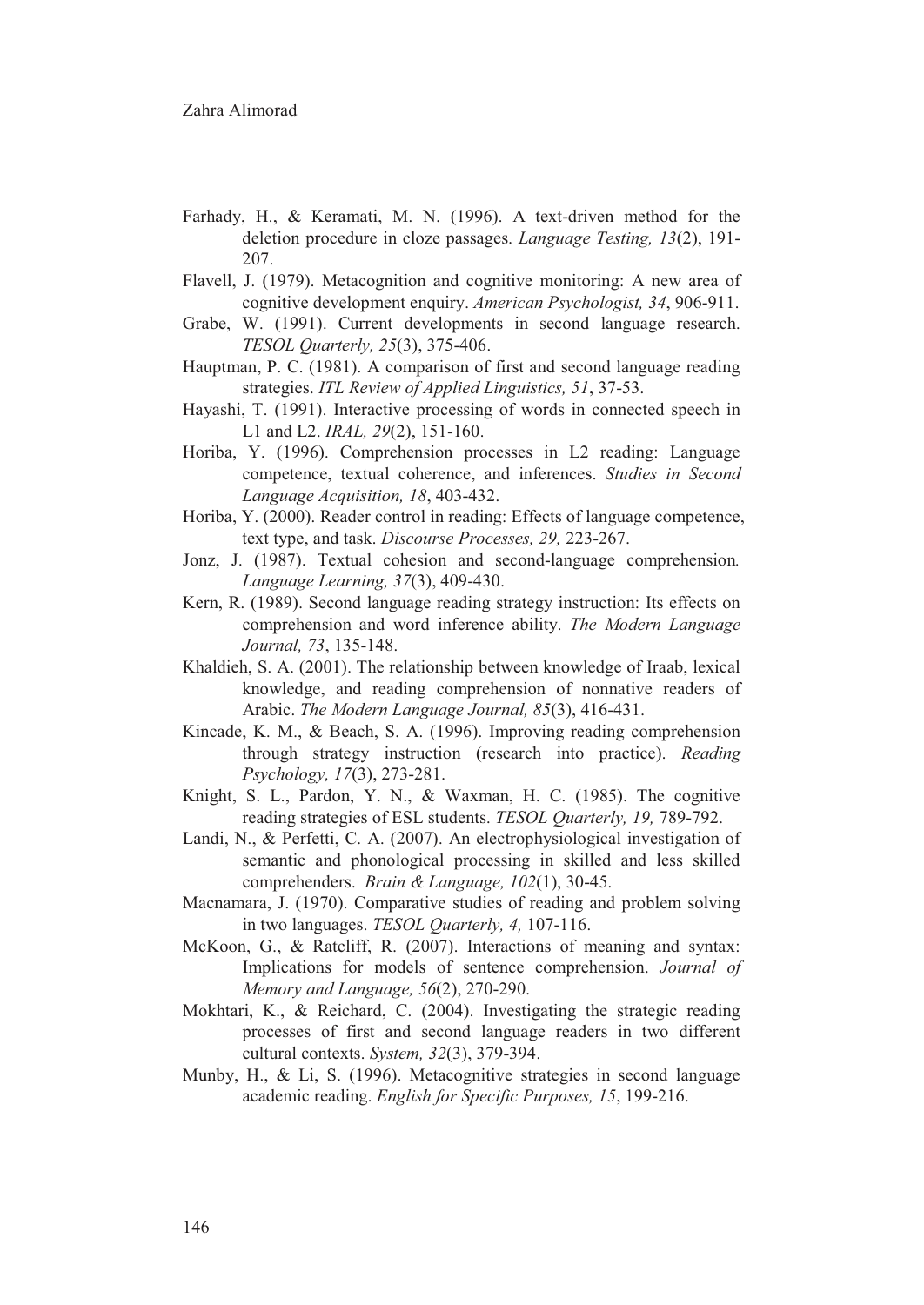Farhady, H., & Keramati, M. N. (1996). A text-driven method for the deletion procedure in cloze passages. *Language Testing, 13*(2), 191-207.

Flavell, J. (1979). Metacognition and cognitive monitoring: A new area of cognitive development enquiry. *American Psychologist, 34*, 906-911.

Grabe, W. (1991). Current developments in second language research. *TESOL Quarterly, 25*(3), 375-406.

Hauptman, P. C. (1981). A comparison of first and second language reading strategies. *ITL Review of Applied Linguistics, 51*, 37-53.

Hayashi, T. (1991). Interactive processing of words in connected speech in L1 and L2. *IRAL, 29*(2), 151-160.

Horiba, Y. (1996). Comprehension processes in L2 reading: Language competence, textual coherence, and inferences. *Studies in Second Language Acquisition, 18*, 403-432.

Horiba, Y. (2000). Reader control in reading: Effects of language competence, text type, and task. *Discourse Processes, 29,* 223-267.

Jonz, J. (1987). Textual cohesion and second-language comprehension*. Language Learning, 37*(3), 409-430.

Kern, R. (1989). Second language reading strategy instruction: Its effects on comprehension and word inference ability. *The Modern Language Journal, 73*, 135-148.

Khaldieh, S. A. (2001). The relationship between knowledge of Iraab, lexical knowledge, and reading comprehension of nonnative readers of Arabic. *The Modern Language Journal, 85*(3), 416-431.

Kincade, K. M., & Beach, S. A. (1996). Improving reading comprehension through strategy instruction (research into practice). *Reading Psychology, 17*(3), 273-281.

Knight, S. L., Pardon, Y. N., & Waxman, H. C. (1985). The cognitive reading strategies of ESL students. *TESOL Quarterly, 19,* 789-792.

Landi, N., & Perfetti, C. A. (2007). An electrophysiological investigation of semantic and phonological processing in skilled and less skilled comprehenders. *Brain & Language, 102*(1), 30-45.

Macnamara, J. (1970). Comparative studies of reading and problem solving in two languages. *TESOL Quarterly, 4,* 107-116.

McKoon, G., & Ratcliff, R. (2007). Interactions of meaning and syntax: Implications for models of sentence comprehension. *Journal of Memory and Language, 56*(2), 270-290.

Mokhtari, K., & Reichard, C. (2004). Investigating the strategic reading processes of first and second language readers in two different cultural contexts. *System, 32*(3), 379-394.

Munby, H., & Li, S. (1996). Metacognitive strategies in second language academic reading. *English for Specific Purposes, 15*, 199-216.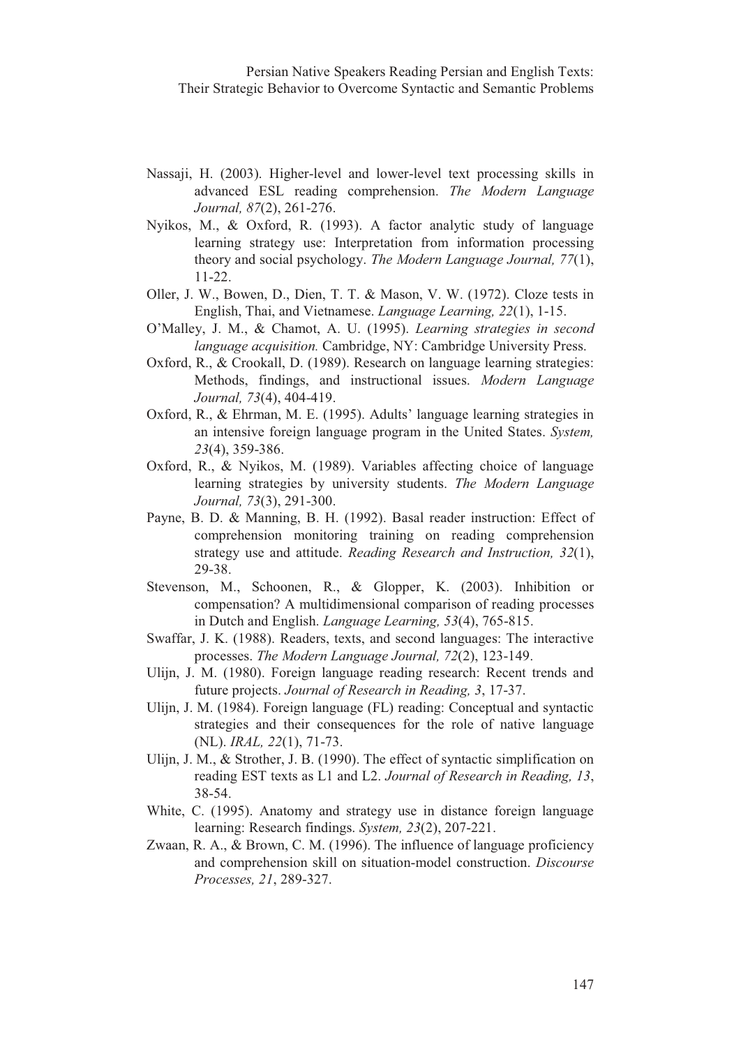Nassaji, H. (2003). Higher-level and lower-level text processing skills in advanced ESL reading comprehension. *The Modern Language Journal, 87*(2), 261-276.

Nyikos, M., & Oxford, R. (1993). A factor analytic study of language learning strategy use: Interpretation from information processing theory and social psychology. *The Modern Language Journal, 77*(1), 11-22.

Oller, J. W., Bowen, D., Dien, T. T. & Mason, V. W. (1972). Cloze tests in English, Thai, and Vietnamese. *Language Learning, 22*(1), 1-15.

O'Malley, J. M., & Chamot, A. U. (1995). *Learning strategies in second language acquisition.* Cambridge, NY: Cambridge University Press.

Oxford, R., & Crookall, D. (1989). Research on language learning strategies: Methods, findings, and instructional issues. *Modern Language Journal, 73*(4), 404-419.

Oxford, R., & Ehrman, M. E. (1995). Adults' language learning strategies in an intensive foreign language program in the United States. *System, 23*(4), 359-386.

Oxford, R., & Nyikos, M. (1989). Variables affecting choice of language learning strategies by university students. *The Modern Language Journal, 73*(3), 291-300.

Payne, B. D. & Manning, B. H. (1992). Basal reader instruction: Effect of comprehension monitoring training on reading comprehension strategy use and attitude. *Reading Research and Instruction, 32*(1), 29-38.

Stevenson, M., Schoonen, R., & Glopper, K. (2003). Inhibition or compensation? A multidimensional comparison of reading processes in Dutch and English. *Language Learning, 53*(4), 765-815.

Swaffar, J. K. (1988). Readers, texts, and second languages: The interactive processes. *The Modern Language Journal, 72*(2), 123-149.

Ulijn, J. M. (1980). Foreign language reading research: Recent trends and future projects. *Journal of Research in Reading, 3*, 17-37.

Ulijn, J. M. (1984). Foreign language (FL) reading: Conceptual and syntactic strategies and their consequences for the role of native language (NL). *IRAL, 22*(1), 71-73.

Ulijn, J. M., & Strother, J. B. (1990). The effect of syntactic simplification on reading EST texts as L1 and L2. *Journal of Research in Reading, 13*, 38-54.

White, C. (1995). Anatomy and strategy use in distance foreign language learning: Research findings. *System, 23*(2), 207-221.

Zwaan, R. A., & Brown, C. M. (1996). The influence of language proficiency and comprehension skill on situation-model construction. *Discourse Processes, 21*, 289-327.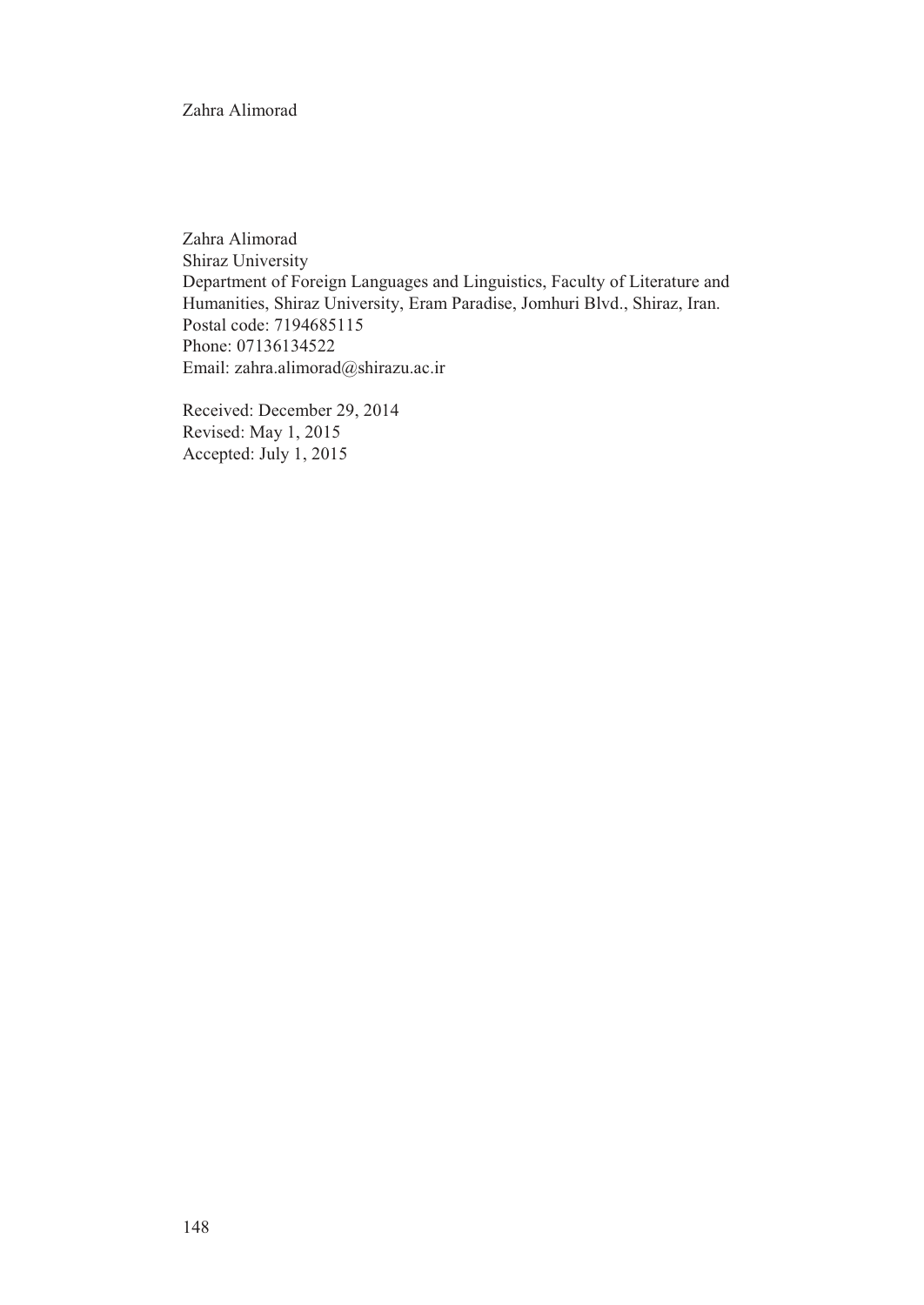Zahra Alimorad
Shiraz University
Department of Foreign Languages and Linguistics, Faculty of Literature and Humanities, Shiraz University, Eram Paradise, Jomhuri Blvd., Shiraz, Iran.
Postal code: 7194685115
Phone: 07136134522
Email: zahra.alimorad@shirazu.ac.ir

Received: December 29, 2014
Revised: May 1, 2015
Accepted: July 1, 2015